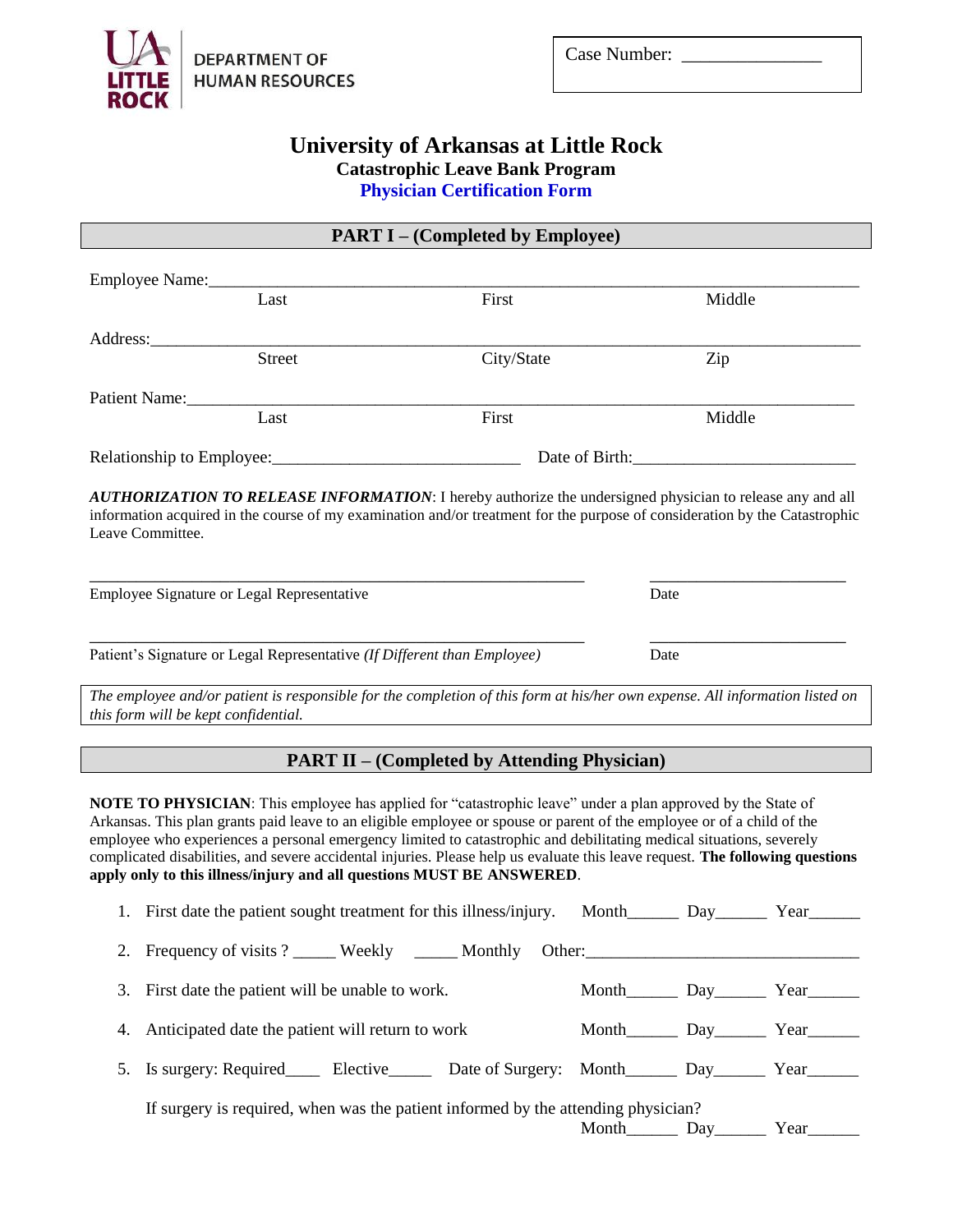DEPARTMENT OF HUMAN RESOURCES

Case Number: _______________

# University of Arkansas at Little Rock

## Catastrophic Leave Bank Program

## Physician Certification Form

### PART I – (Completed by Employee)

Employee Name:_______________________________________________
Last First Middle

Address:_______________________________________________
Street City/State Zip

Patient Name:_______________________________________________
Last First Middle

Relationship to Employee:_____________________________ Date of Birth:_________________________

***AUTHORIZATION TO RELEASE INFORMATION***: I hereby authorize the undersigned physician to release any and all information acquired in the course of my examination and/or treatment for the purpose of consideration by the Catastrophic Leave Committee.

_______________________________________________ _______________________
Employee Signature or Legal Representative Date

_______________________________________________ _______________________
Patient's Signature or Legal Representative *(If Different than Employee)* Date

*The employee and/or patient is responsible for the completion of this form at his/her own expense. All information listed on this form will be kept confidential.*

### PART II – (Completed by Attending Physician)

**NOTE TO PHYSICIAN**: This employee has applied for "catastrophic leave" under a plan approved by the State of Arkansas. This plan grants paid leave to an eligible employee or spouse or parent of the employee or of a child of the employee who experiences a personal emergency limited to catastrophic and debilitating medical situations, severely complicated disabilities, and severe accidental injuries. Please help us evaluate this leave request. **The following questions apply only to this illness/injury and all questions MUST BE ANSWERED**.

1. First date the patient sought treatment for this illness/injury. Month______ Day______ Year______
2. Frequency of visits ? _____ Weekly _____ Monthly Other:_______________________________
3. First date the patient will be unable to work. Month______ Day______ Year______
4. Anticipated date the patient will return to work Month______ Day______ Year______
5. Is surgery: Required____ Elective_____ Date of Surgery: Month______ Day______ Year______

   If surgery is required, when was the patient informed by the attending physician?
   Month______ Day______ Year______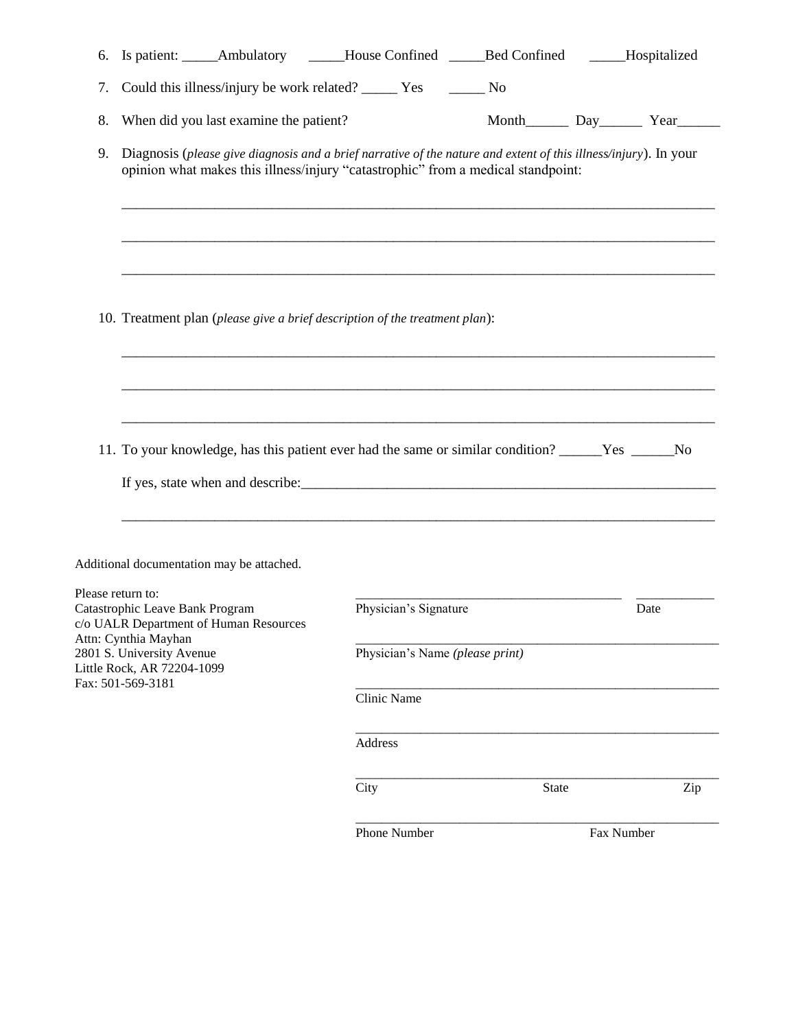6. Is patient: _____Ambulatory _____House Confined _____Bed Confined _____Hospitalized

7. Could this illness/injury be work related? _____ Yes _____ No

8. When did you last examine the patient? Month______ Day______ Year______

9. Diagnosis (*please give diagnosis and a brief narrative of the nature and extent of this illness/injury*). In your opinion what makes this illness/injury "catastrophic" from a medical standpoint:

_______________________________________________________________________________

_______________________________________________________________________________

_______________________________________________________________________________

10. Treatment plan (*please give a brief description of the treatment plan*):

_______________________________________________________________________________

_______________________________________________________________________________

_______________________________________________________________________________

11. To your knowledge, has this patient ever had the same or similar condition? ______Yes ______No

If yes, state when and describe:______________________________________________________

_______________________________________________________________________________

Additional documentation may be attached.

Please return to:
Catastrophic Leave Bank Program
c/o UALR Department of Human Resources
Attn: Cynthia Mayhan
2801 S. University Avenue
Little Rock, AR 72204-1099
Fax: 501-569-3181

________________________________________ ___________
Physician's Signature Date

________________________________________
Physician's Name *(please print)*

________________________________________
Clinic Name

________________________________________
Address

________________________________________
City State Zip

________________________________________
Phone Number Fax Number